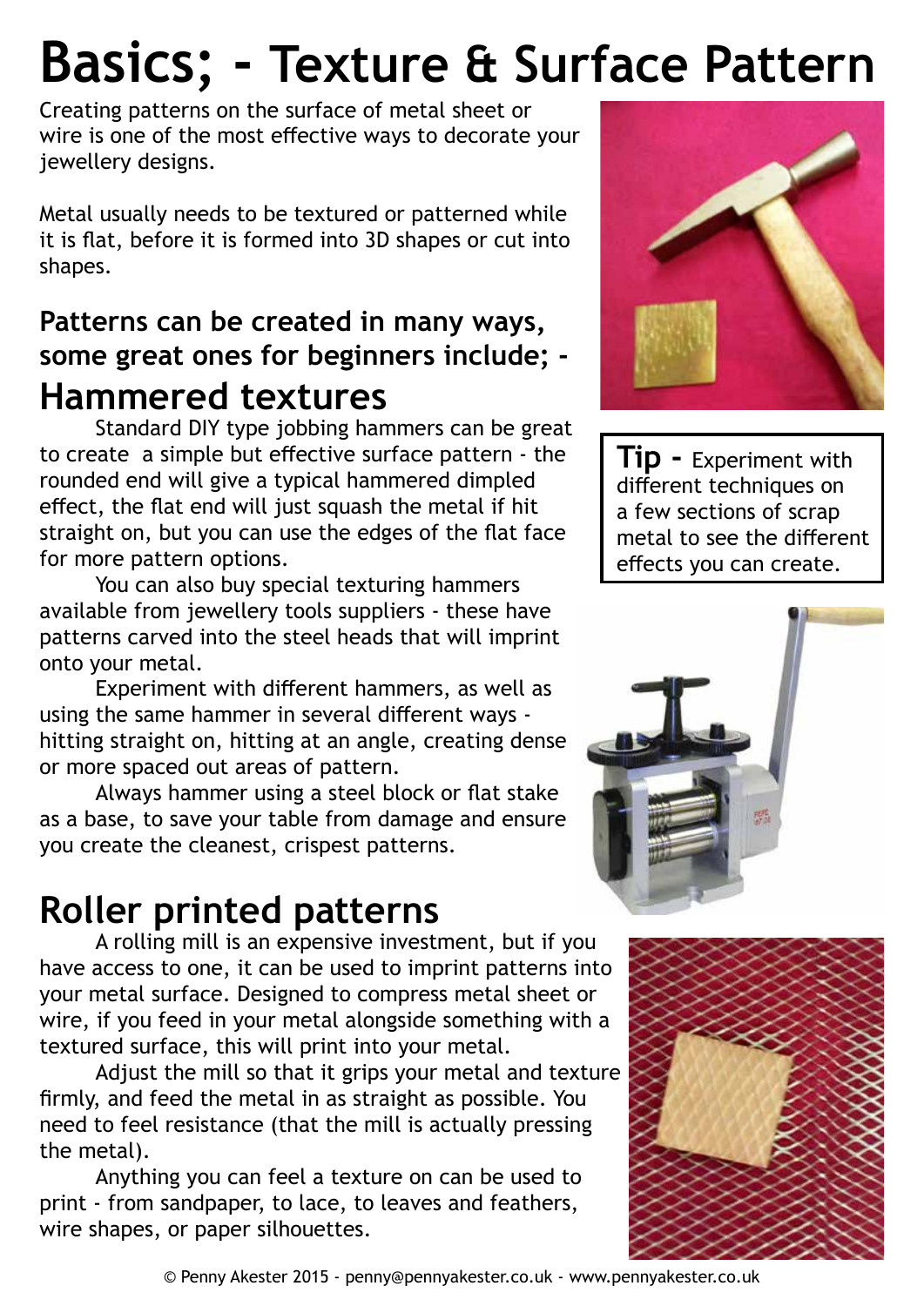# Basics; - Texture & Surface Pattern

Creating patterns on the surface of metal sheet or wire is one of the most effective ways to decorate your jewellery designs.

Metal usually needs to be textured or patterned while it is flat, before it is formed into 3D shapes or cut into shapes.

**Patterns can be created in many ways, some great ones for beginners include; -**

## Hammered textures

Standard DIY type jobbing hammers can be great to create a simple but effective surface pattern - the rounded end will give a typical hammered dimpled effect, the flat end will just squash the metal if hit straight on, but you can use the edges of the flat face for more pattern options.

You can also buy special texturing hammers available from jewellery tools suppliers - these have patterns carved into the steel heads that will imprint onto your metal.

Experiment with different hammers, as well as using the same hammer in several different ways - hitting straight on, hitting at an angle, creating dense or more spaced out areas of pattern.

Always hammer using a steel block or flat stake as a base, to save your table from damage and ensure you create the cleanest, crispest patterns.

**Tip -** Experiment with different techniques on a few sections of scrap metal to see the different effects you can create.

## Roller printed patterns

A rolling mill is an expensive investment, but if you have access to one, it can be used to imprint patterns into your metal surface. Designed to compress metal sheet or wire, if you feed in your metal alongside something with a textured surface, this will print into your metal.

Adjust the mill so that it grips your metal and texture firmly, and feed the metal in as straight as possible. You need to feel resistance (that the mill is actually pressing the metal).

Anything you can feel a texture on can be used to print - from sandpaper, to lace, to leaves and feathers, wire shapes, or paper silhouettes.

© Penny Akester 2015 - penny@pennyakester.co.uk - www.pennyakester.co.uk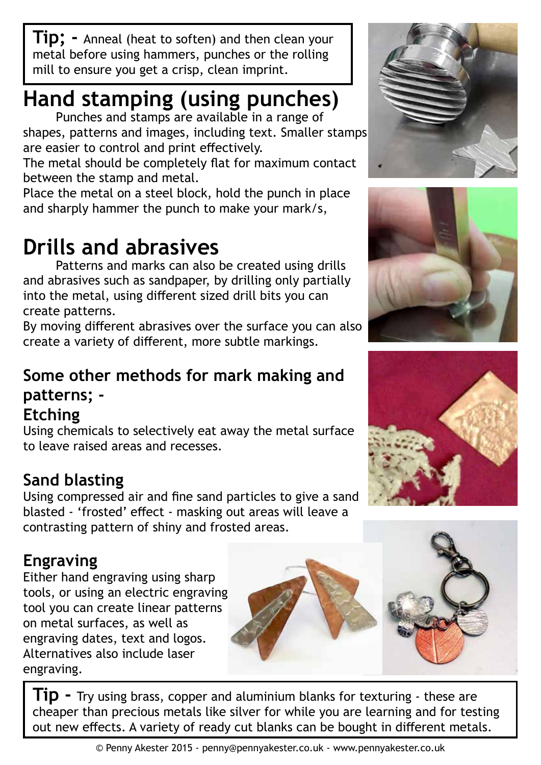**Tip; -** Anneal (heat to soften) and then clean your metal before using hammers, punches or the rolling mill to ensure you get a crisp, clean imprint.

# Hand stamping (using punches)

Punches and stamps are available in a range of shapes, patterns and images, including text. Smaller stamps are easier to control and print effectively.

The metal should be completely flat for maximum contact between the stamp and metal.

Place the metal on a steel block, hold the punch in place and sharply hammer the punch to make your mark/s,

# Drills and abrasives

Patterns and marks can also be created using drills and abrasives such as sandpaper, by drilling only partially into the metal, using different sized drill bits you can create patterns.

By moving different abrasives over the surface you can also create a variety of different, more subtle markings.

## Some other methods for mark making and patterns; -

### Etching

Using chemicals to selectively eat away the metal surface to leave raised areas and recesses.

### Sand blasting

Using compressed air and fine sand particles to give a sand blasted - 'frosted' effect - masking out areas will leave a contrasting pattern of shiny and frosted areas.

### Engraving

Either hand engraving using sharp tools, or using an electric engraving tool you can create linear patterns on metal surfaces, as well as engraving dates, text and logos. Alternatives also include laser engraving.

**Tip -** Try using brass, copper and aluminium blanks for texturing - these are cheaper than precious metals like silver for while you are learning and for testing out new effects. A variety of ready cut blanks can be bought in different metals.

© Penny Akester 2015 - penny@pennyakester.co.uk - www.pennyakester.co.uk